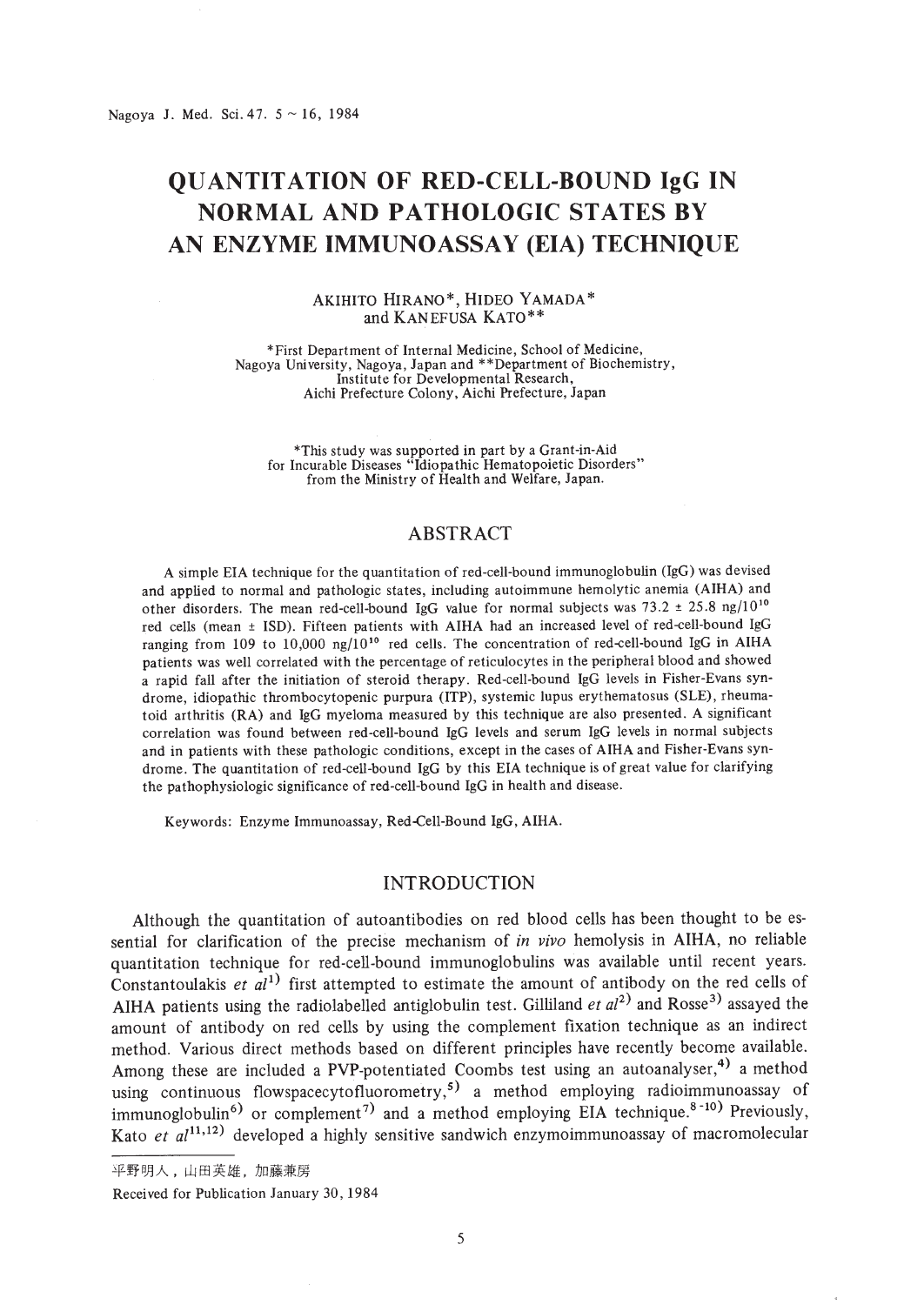# QUANTITATION OF RED-CELL-BOUND IgG IN NORMAL AND PATHOLOGIC STATES BY AN ENZYME IMMUNOASSAY (EIA) TECHNIQUE

AKIHITO HIRANO\*, HIDEO YAMADA\* and KANEFUSA KATO\*\*

\*First Department of Internal Medicine, School of Medicine, Nagoya University, Nagoya, Japan and \*\*Department of Biochemistry, Institute for Developmental Research, Aichi Prefecture Colony, Aichi Prefecture, Japan

\*This study was supported in part by a Grant-in-Aid for Incurable Diseases "Idiopathic Hematopoietic Disorders" from the Ministry of Health and Welfare, Japan.

## ABSTRACT

A simple EIA technique for the quantitation of red-cell-bound immunoglobulin (IgG) was devised and applied to normal and pathologic states, including autoimmune hemolytic anemia (AIHA) and other disorders. The mean red-cell-bound IgG value for normal subjects was $73.2 \pm 25.8$ ng/$10^{10}$ red cells (mean ± 1SD). Fifteen patients with AIHA had an increased level of red-cell-bound IgG ranging from 109 to 10,000 ng/$10^{10}$ red cells. The concentration of red-cell-bound IgG in AIHA patients was well correlated with the percentage of reticulocytes in the peripheral blood and showed a rapid fall after the initiation of steroid therapy. Red-cell-bound IgG levels in Fisher-Evans syndrome, idiopathic thrombocytopenic purpura (ITP), systemic lupus erythematosus (SLE), rheumatoid arthritis (RA) and IgG myeloma measured by this technique are also presented. A significant correlation was found between red-cell-bound IgG levels and serum IgG levels in normal subjects and in patients with these pathologic conditions, except in the cases of AIHA and Fisher-Evans syndrome. The quantitation of red-cell-bound IgG by this EIA technique is of great value for clarifying the pathophysiologic significance of red-cell-bound IgG in health and disease.

Keywords: Enzyme Immunoassay, Red-Cell-Bound IgG, AIHA.

## INTRODUCTION

Although the quantitation of autoantibodies on red blood cells has been thought to be essential for clarification of the precise mechanism of *in vivo* hemolysis in AIHA, no reliable quantitation technique for red-cell-bound immunoglobulins was available until recent years. Constantoulakis *et al*[1] first attempted to estimate the amount of antibody on the red cells of AIHA patients using the radiolabelled antiglobulin test. Gilliland *et al*[2] and Rosse[3] assayed the amount of antibody on red cells by using the complement fixation technique as an indirect method. Various direct methods based on different principles have recently become available. Among these are included a PVP-potentiated Coombs test using an autoanalyser,[4] a method using continuous flowspacecytofluorometry,[5] a method employing radioimmunoassay of immunoglobulin[6] or complement[7] and a method employing EIA technique.[8-10] Previously, Kato *et al*[11,12] developed a highly sensitive sandwich enzymoimmunoassay of macromolecular

平野明人，山田英雄，加藤兼房

Received for Publication January 30, 1984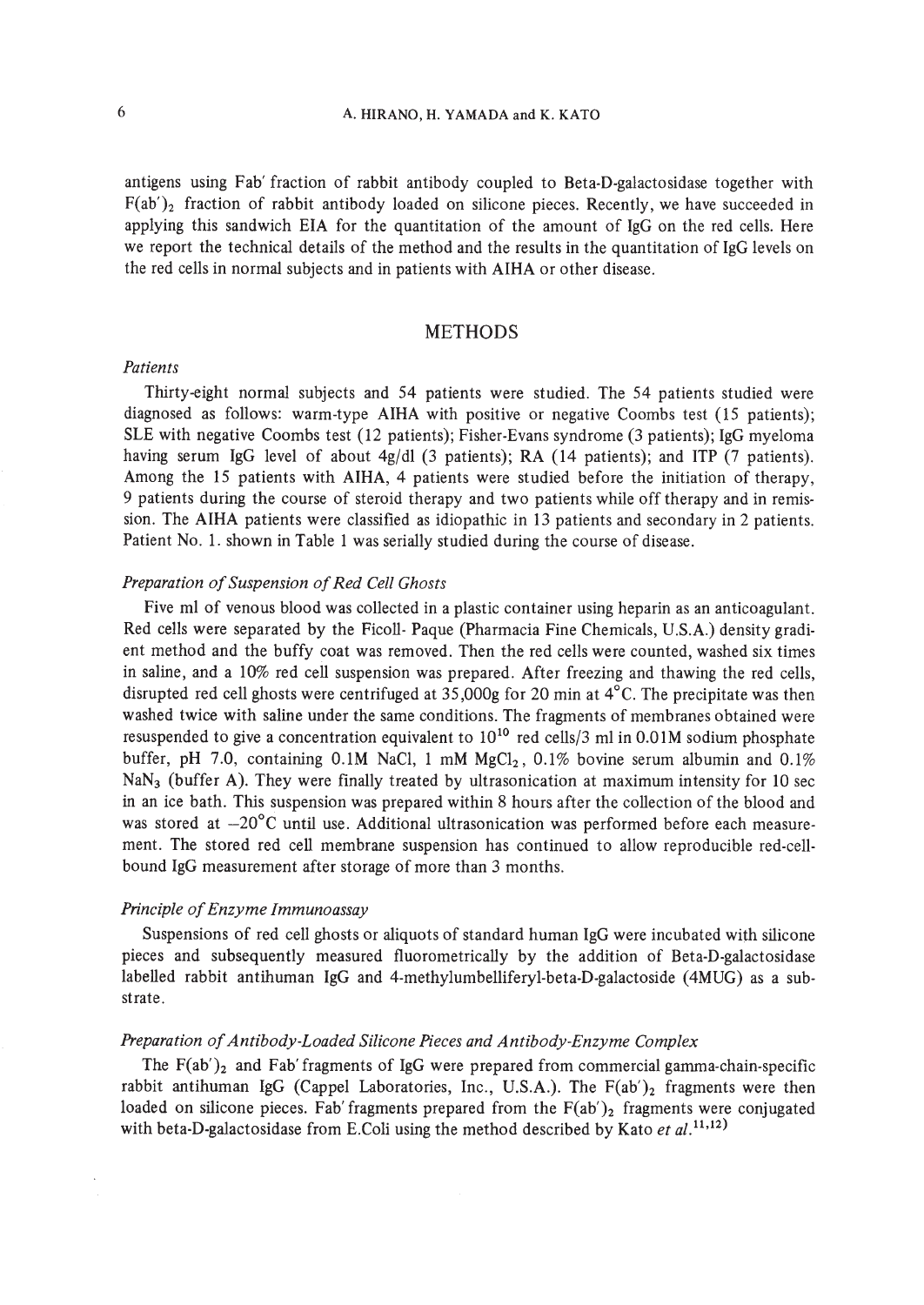antigens using Fab' fraction of rabbit antibody coupled to Beta-D-galactosidase together with $F(ab')_2$ fraction of rabbit antibody loaded on silicone pieces. Recently, we have succeeded in applying this sandwich EIA for the quantitation of the amount of IgG on the red cells. Here we report the technical details of the method and the results in the quantitation of IgG levels on the red cells in normal subjects and in patients with AIHA or other disease.

## METHODS

### *Patients*

Thirty-eight normal subjects and 54 patients were studied. The 54 patients studied were diagnosed as follows: warm-type AIHA with positive or negative Coombs test (15 patients); SLE with negative Coombs test (12 patients); Fisher-Evans syndrome (3 patients); IgG myeloma having serum IgG level of about 4g/dl (3 patients); RA (14 patients); and ITP (7 patients). Among the 15 patients with AIHA, 4 patients were studied before the initiation of therapy, 9 patients during the course of steroid therapy and two patients while off therapy and in remission. The AIHA patients were classified as idiopathic in 13 patients and secondary in 2 patients. Patient No. 1. shown in Table 1 was serially studied during the course of disease.

### *Preparation of Suspension of Red Cell Ghosts*

Five ml of venous blood was collected in a plastic container using heparin as an anticoagulant. Red cells were separated by the Ficoll- Paque (Pharmacia Fine Chemicals, U.S.A.) density gradient method and the buffy coat was removed. Then the red cells were counted, washed six times in saline, and a 10% red cell suspension was prepared. After freezing and thawing the red cells, disrupted red cell ghosts were centrifuged at 35,000g for 20 min at 4°C. The precipitate was then washed twice with saline under the same conditions. The fragments of membranes obtained were resuspended to give a concentration equivalent to $10^{10}$ red cells/3 ml in 0.01M sodium phosphate buffer, pH 7.0, containing 0.1M NaCl, 1 mM $MgCl_2$, 0.1% bovine serum albumin and 0.1% $NaN_3$ (buffer A). They were finally treated by ultrasonication at maximum intensity for 10 sec in an ice bath. This suspension was prepared within 8 hours after the collection of the blood and was stored at −20°C until use. Additional ultrasonication was performed before each measurement. The stored red cell membrane suspension has continued to allow reproducible red-cell-bound IgG measurement after storage of more than 3 months.

### *Principle of Enzyme Immunoassay*

Suspensions of red cell ghosts or aliquots of standard human IgG were incubated with silicone pieces and subsequently measured fluorometrically by the addition of Beta-D-galactosidase labelled rabbit antihuman IgG and 4-methylumbelliferyl-beta-D-galactoside (4MUG) as a substrate.

### *Preparation of Antibody-Loaded Silicone Pieces and Antibody-Enzyme Complex*

The $F(ab')_2$ and Fab' fragments of IgG were prepared from commercial gamma-chain-specific rabbit antihuman IgG (Cappel Laboratories, Inc., U.S.A.). The $F(ab')_2$ fragments were then loaded on silicone pieces. Fab' fragments prepared from the $F(ab')_2$ fragments were conjugated with beta-D-galactosidase from E.Coli using the method described by Kato *et al.*[11,12]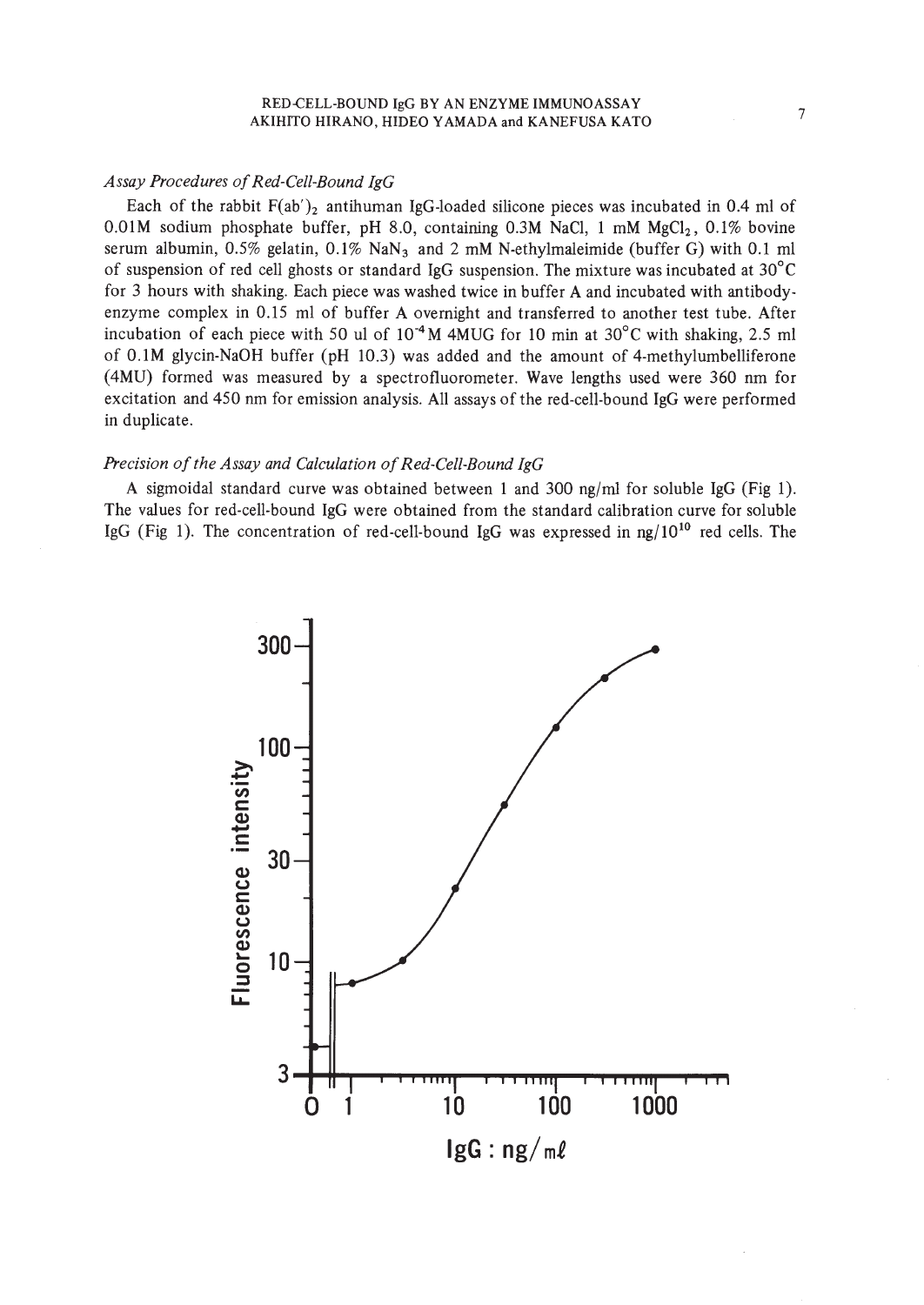### *Assay Procedures of Red-Cell-Bound IgG*

Each of the rabbit $F(ab')_2$ antihuman IgG-loaded silicone pieces was incubated in 0.4 ml of 0.01M sodium phosphate buffer, pH 8.0, containing 0.3M NaCl, 1 mM $MgCl_2$, 0.1% bovine serum albumin, 0.5% gelatin, 0.1% $NaN_3$ and 2 mM N-ethylmaleimide (buffer G) with 0.1 ml of suspension of red cell ghosts or standard IgG suspension. The mixture was incubated at 30°C for 3 hours with shaking. Each piece was washed twice in buffer A and incubated with antibody-enzyme complex in 0.15 ml of buffer A overnight and transferred to another test tube. After incubation of each piece with 50 ul of $10^{-4}$M 4MUG for 10 min at 30°C with shaking, 2.5 ml of 0.1M glycin-NaOH buffer (pH 10.3) was added and the amount of 4-methylumbelliferone (4MU) formed was measured by a spectrofluorometer. Wave lengths used were 360 nm for excitation and 450 nm for emission analysis. All assays of the red-cell-bound IgG were performed in duplicate.

### *Precision of the Assay and Calculation of Red-Cell-Bound IgG*

A sigmoidal standard curve was obtained between 1 and 300 ng/ml for soluble IgG (Fig 1). The values for red-cell-bound IgG were obtained from the standard calibration curve for soluble IgG (Fig 1). The concentration of red-cell-bound IgG was expressed in ng/$10^{10}$ red cells. The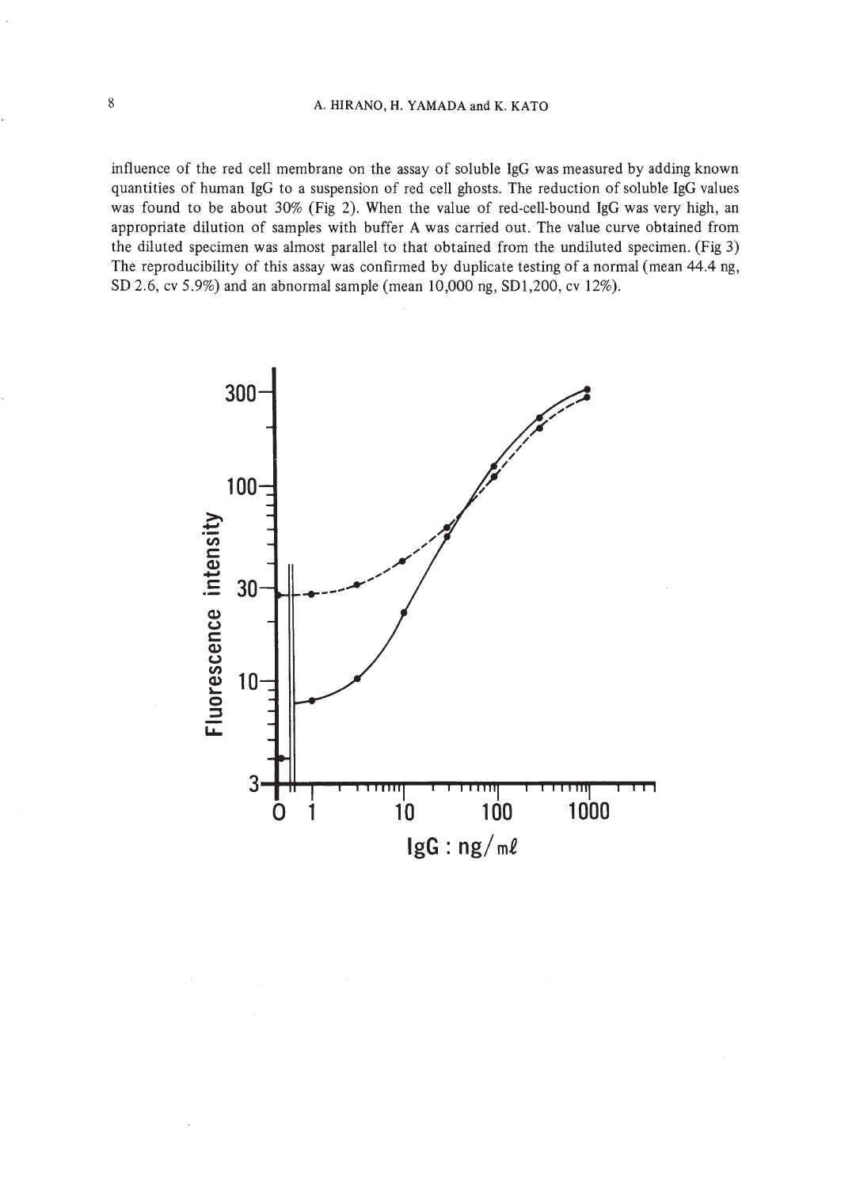influence of the red cell membrane on the assay of soluble IgG was measured by adding known quantities of human IgG to a suspension of red cell ghosts. The reduction of soluble IgG values was found to be about 30% (Fig 2). When the value of red-cell-bound IgG was very high, an appropriate dilution of samples with buffer A was carried out. The value curve obtained from the diluted specimen was almost parallel to that obtained from the undiluted specimen. (Fig 3) The reproducibility of this assay was confirmed by duplicate testing of a normal (mean 44.4 ng, SD 2.6, cv 5.9%) and an abnormal sample (mean 10,000 ng, SD1,200, cv 12%).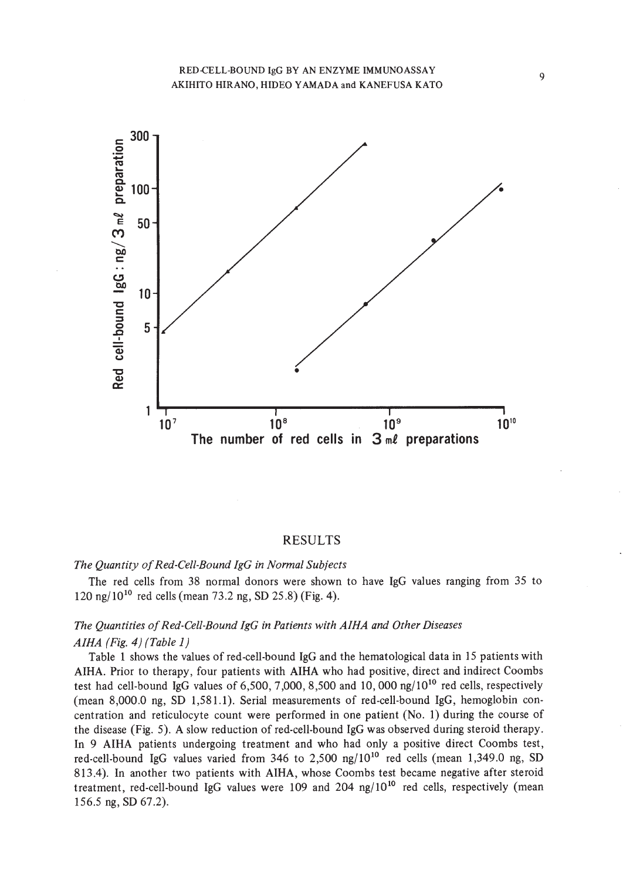## RESULTS

*The Quantity of Red-Cell-Bound IgG in Normal Subjects*

The red cells from 38 normal donors were shown to have IgG values ranging from 35 to 120 ng/$10^{10}$ red cells (mean 73.2 ng, SD 25.8) (Fig. 4).

*The Quantities of Red-Cell-Bound IgG in Patients with AIHA and Other Diseases*

*AIHA (Fig. 4) (Table 1)*

Table 1 shows the values of red-cell-bound IgG and the hematological data in 15 patients with AIHA. Prior to therapy, four patients with AIHA who had positive, direct and indirect Coombs test had cell-bound IgG values of 6,500, 7,000, 8,500 and 10, 000 ng/$10^{10}$ red cells, respectively (mean 8,000.0 ng, SD 1,581.1). Serial measurements of red-cell-bound IgG, hemoglobin concentration and reticulocyte count were performed in one patient (No. 1) during the course of the disease (Fig. 5). A slow reduction of red-cell-bound IgG was observed during steroid therapy. In 9 AIHA patients undergoing treatment and who had only a positive direct Coombs test, red-cell-bound IgG values varied from 346 to 2,500 ng/$10^{10}$ red cells (mean 1,349.0 ng, SD 813.4). In another two patients with AIHA, whose Coombs test became negative after steroid treatment, red-cell-bound IgG values were 109 and 204 ng/$10^{10}$ red cells, respectively (mean 156.5 ng, SD 67.2).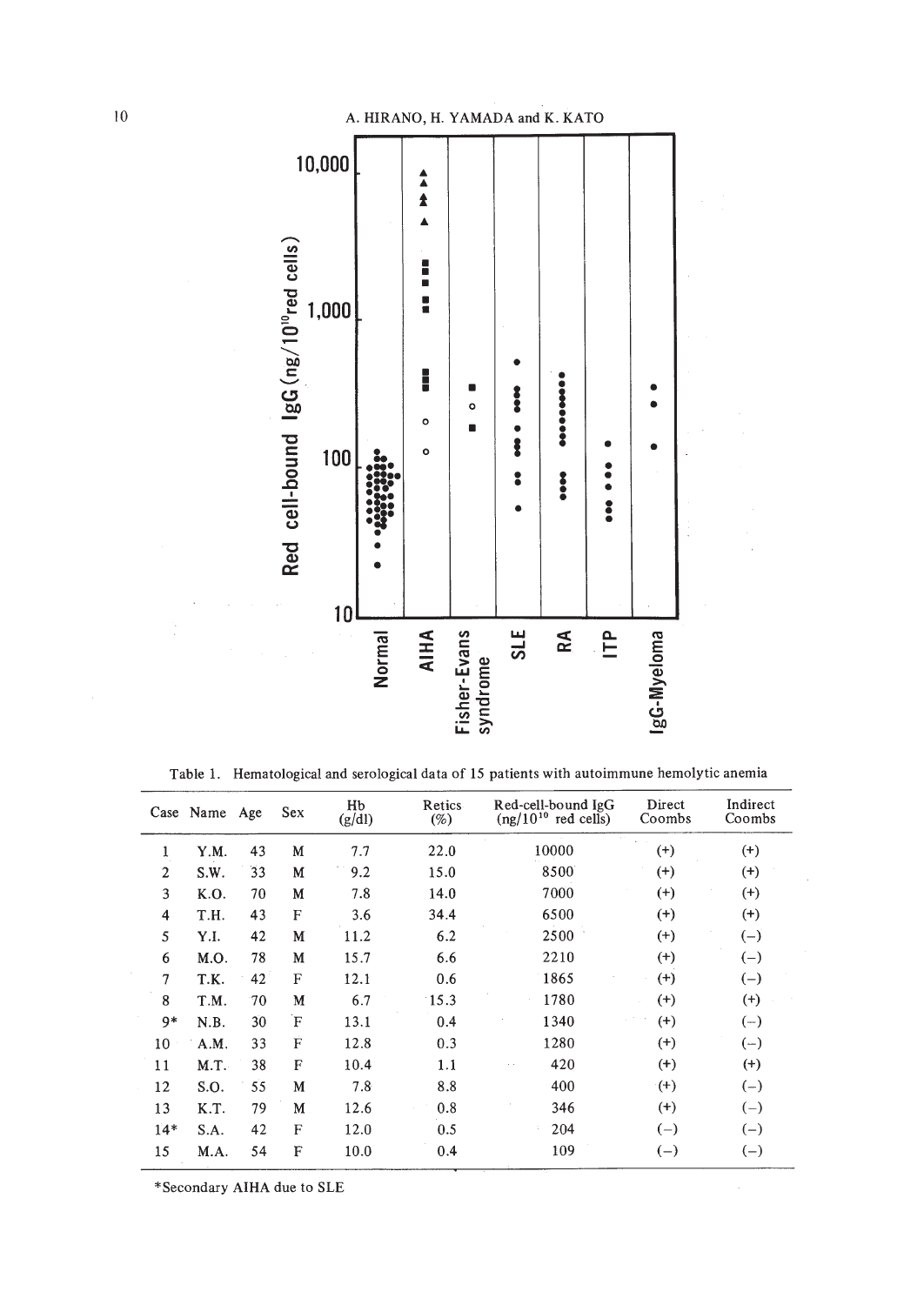Table 1. Hematological and serological data of 15 patients with autoimmune hemolytic anemia

| Case | Name | Age | Sex | Hb (g/dl) | Retics (%) | Red-cell-bound IgG ($ng/10^{10}$ red cells) | Direct Coombs | Indirect Coombs |
|---|---|---|---|---|---|---|---|---|
| 1 | Y.M. | 43 | M | 7.7 | 22.0 | 10000 | (+) | (+) |
| 2 | S.W. | 33 | M | 9.2 | 15.0 | 8500 | (+) | (+) |
| 3 | K.O. | 70 | M | 7.8 | 14.0 | 7000 | (+) | (+) |
| 4 | T.H. | 43 | F | 3.6 | 34.4 | 6500 | (+) | (+) |
| 5 | Y.I. | 42 | M | 11.2 | 6.2 | 2500 | (+) | (−) |
| 6 | M.O. | 78 | M | 15.7 | 6.6 | 2210 | (+) | (−) |
| 7 | T.K. | 42 | F | 12.1 | 0.6 | 1865 | (+) | (−) |
| 8 | T.M. | 70 | M | 6.7 | 15.3 | 1780 | (+) | (+) |
| 9* | N.B. | 30 | F | 13.1 | 0.4 | 1340 | (+) | (−) |
| 10 | A.M. | 33 | F | 12.8 | 0.3 | 1280 | (+) | (−) |
| 11 | M.T. | 38 | F | 10.4 | 1.1 | 420 | (+) | (+) |
| 12 | S.O. | 55 | M | 7.8 | 8.8 | 400 | (+) | (−) |
| 13 | K.T. | 79 | M | 12.6 | 0.8 | 346 | (+) | (−) |
| 14* | S.A. | 42 | F | 12.0 | 0.5 | 204 | (−) | (−) |
| 15 | M.A. | 54 | F | 10.0 | 0.4 | 109 | (−) | (−) |

*Secondary AIHA due to SLE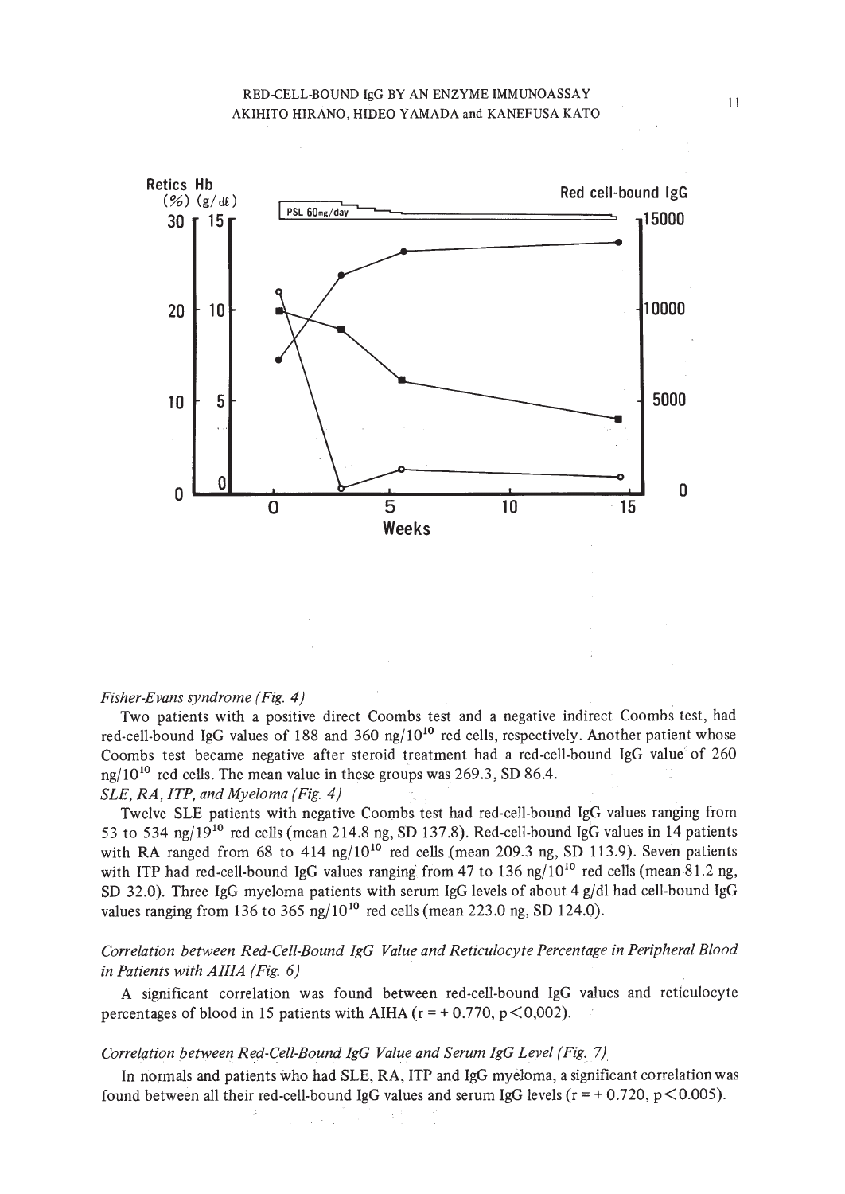*Fisher-Evans syndrome (Fig. 4)*

Two patients with a positive direct Coombs test and a negative indirect Coombs test, had red-cell-bound IgG values of 188 and 360 ng/$10^{10}$ red cells, respectively. Another patient whose Coombs test became negative after steroid treatment had a red-cell-bound IgG value of 260 ng/$10^{10}$ red cells. The mean value in these groups was 269.3, SD 86.4.

*SLE, RA, ITP, and Myeloma (Fig. 4)*

Twelve SLE patients with negative Coombs test had red-cell-bound IgG values ranging from 53 to 534 ng/$19^{10}$ red cells (mean 214.8 ng, SD 137.8). Red-cell-bound IgG values in 14 patients with RA ranged from 68 to 414 ng/$10^{10}$ red cells (mean 209.3 ng, SD 113.9). Seven patients with ITP had red-cell-bound IgG values ranging from 47 to 136 ng/$10^{10}$ red cells (mean 81.2 ng, SD 32.0). Three IgG myeloma patients with serum IgG levels of about 4 g/dl had cell-bound IgG values ranging from 136 to 365 ng/$10^{10}$ red cells (mean 223.0 ng, SD 124.0).

*Correlation between Red-Cell-Bound IgG Value and Reticulocyte Percentage in Peripheral Blood in Patients with AIHA (Fig. 6)*

A significant correlation was found between red-cell-bound IgG values and reticulocyte percentages of blood in 15 patients with AIHA ($r = +0.770$, $p < 0{,}002$).

*Correlation between Red-Cell-Bound IgG Value and Serum IgG Level (Fig. 7)*

In normals and patients who had SLE, RA, ITP and IgG myeloma, a significant correlation was found between all their red-cell-bound IgG values and serum IgG levels ($r = +0.720$, $p < 0.005$).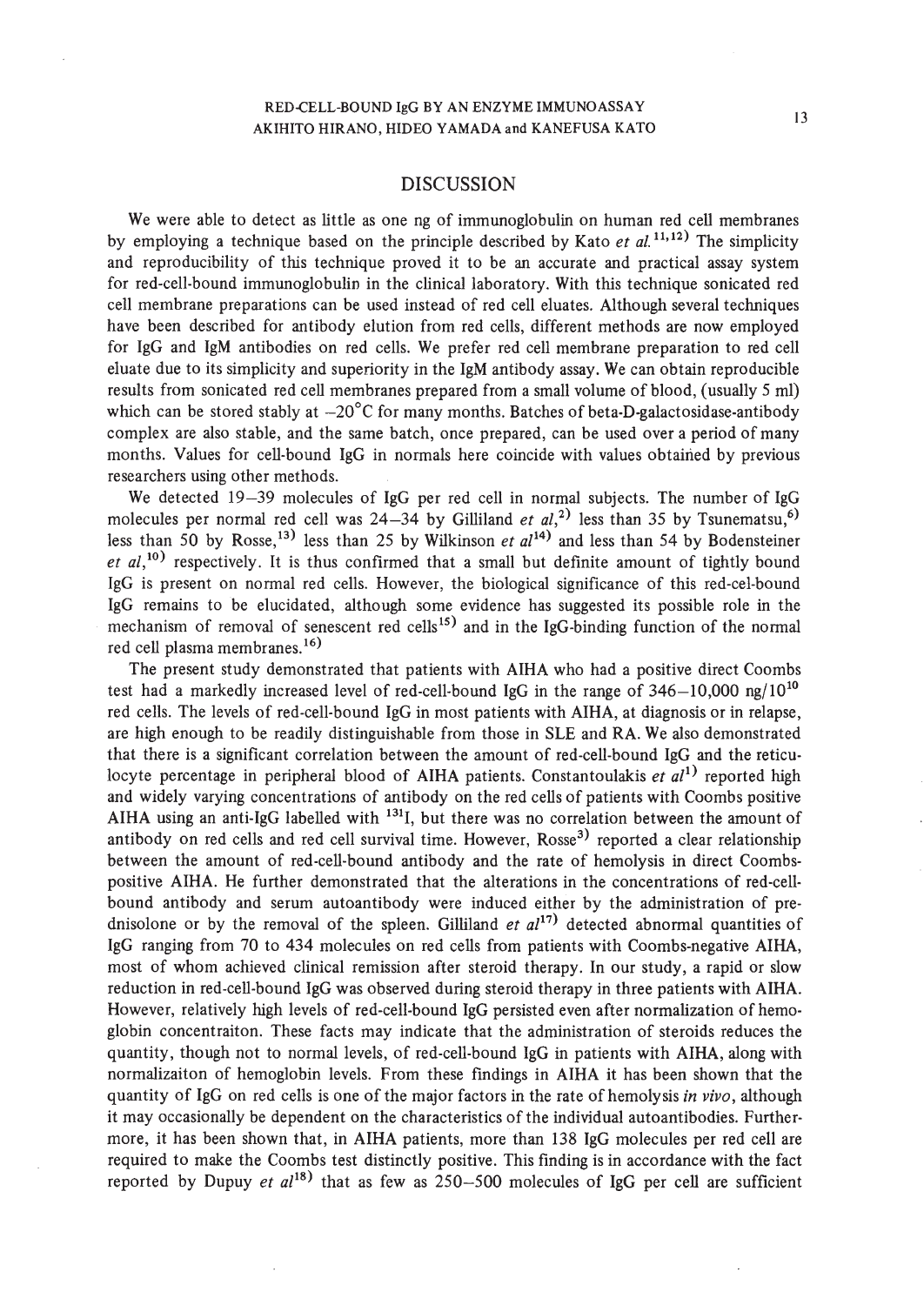## DISCUSSION

We were able to detect as little as one ng of immunoglobulin on human red cell membranes by employing a technique based on the principle described by Kato *et al.*[11,12] The simplicity and reproducibility of this technique proved it to be an accurate and practical assay system for red-cell-bound immunoglobulin in the clinical laboratory. With this technique sonicated red cell membrane preparations can be used instead of red cell eluates. Although several techniques have been described for antibody elution from red cells, different methods are now employed for IgG and IgM antibodies on red cells. We prefer red cell membrane preparation to red cell eluate due to its simplicity and superiority in the IgM antibody assay. We can obtain reproducible results from sonicated red cell membranes prepared from a small volume of blood, (usually 5 ml) which can be stored stably at $-20^{\circ}$C for many months. Batches of beta-D-galactosidase-antibody complex are also stable, and the same batch, once prepared, can be used over a period of many months. Values for cell-bound IgG in normals here coincide with values obtained by previous researchers using other methods.

We detected 19–39 molecules of IgG per red cell in normal subjects. The number of IgG molecules per normal red cell was 24–34 by Gilliland *et al*,[2] less than 35 by Tsunematsu,[6] less than 50 by Rosse,[13] less than 25 by Wilkinson *et al*[14] and less than 54 by Bodensteiner *et al*,[10] respectively. It is thus confirmed that a small but definite amount of tightly bound IgG is present on normal red cells. However, the biological significance of this red-cel-bound IgG remains to be elucidated, although some evidence has suggested its possible role in the mechanism of removal of senescent red cells[15] and in the IgG-binding function of the normal red cell plasma membranes.[16]

The present study demonstrated that patients with AIHA who had a positive direct Coombs test had a markedly increased level of red-cell-bound IgG in the range of 346–10,000 ng/$10^{10}$ red cells. The levels of red-cell-bound IgG in most patients with AIHA, at diagnosis or in relapse, are high enough to be readily distinguishable from those in SLE and RA. We also demonstrated that there is a significant correlation between the amount of red-cell-bound IgG and the reticulocyte percentage in peripheral blood of AIHA patients. Constantoulakis *et al*[1] reported high and widely varying concentrations of antibody on the red cells of patients with Coombs positive AIHA using an anti-IgG labelled with $^{131}$I, but there was no correlation between the amount of antibody on red cells and red cell survival time. However, Rosse[3] reported a clear relationship between the amount of red-cell-bound antibody and the rate of hemolysis in direct Coombs-positive AIHA. He further demonstrated that the alterations in the concentrations of red-cell-bound antibody and serum autoantibody were induced either by the administration of prednisolone or by the removal of the spleen. Gilliland *et al*[17] detected abnormal quantities of IgG ranging from 70 to 434 molecules on red cells from patients with Coombs-negative AIHA, most of whom achieved clinical remission after steroid therapy. In our study, a rapid or slow reduction in red-cell-bound IgG was observed during steroid therapy in three patients with AIHA. However, relatively high levels of red-cell-bound IgG persisted even after normalization of hemoglobin concentraiton. These facts may indicate that the administration of steroids reduces the quantity, though not to normal levels, of red-cell-bound IgG in patients with AIHA, along with normalizaiton of hemoglobin levels. From these findings in AIHA it has been shown that the quantity of IgG on red cells is one of the major factors in the rate of hemolysis *in vivo*, although it may occasionally be dependent on the characteristics of the individual autoantibodies. Furthermore, it has been shown that, in AIHA patients, more than 138 IgG molecules per red cell are required to make the Coombs test distinctly positive. This finding is in accordance with the fact reported by Dupuy *et al*[18] that as few as 250–500 molecules of IgG per cell are sufficient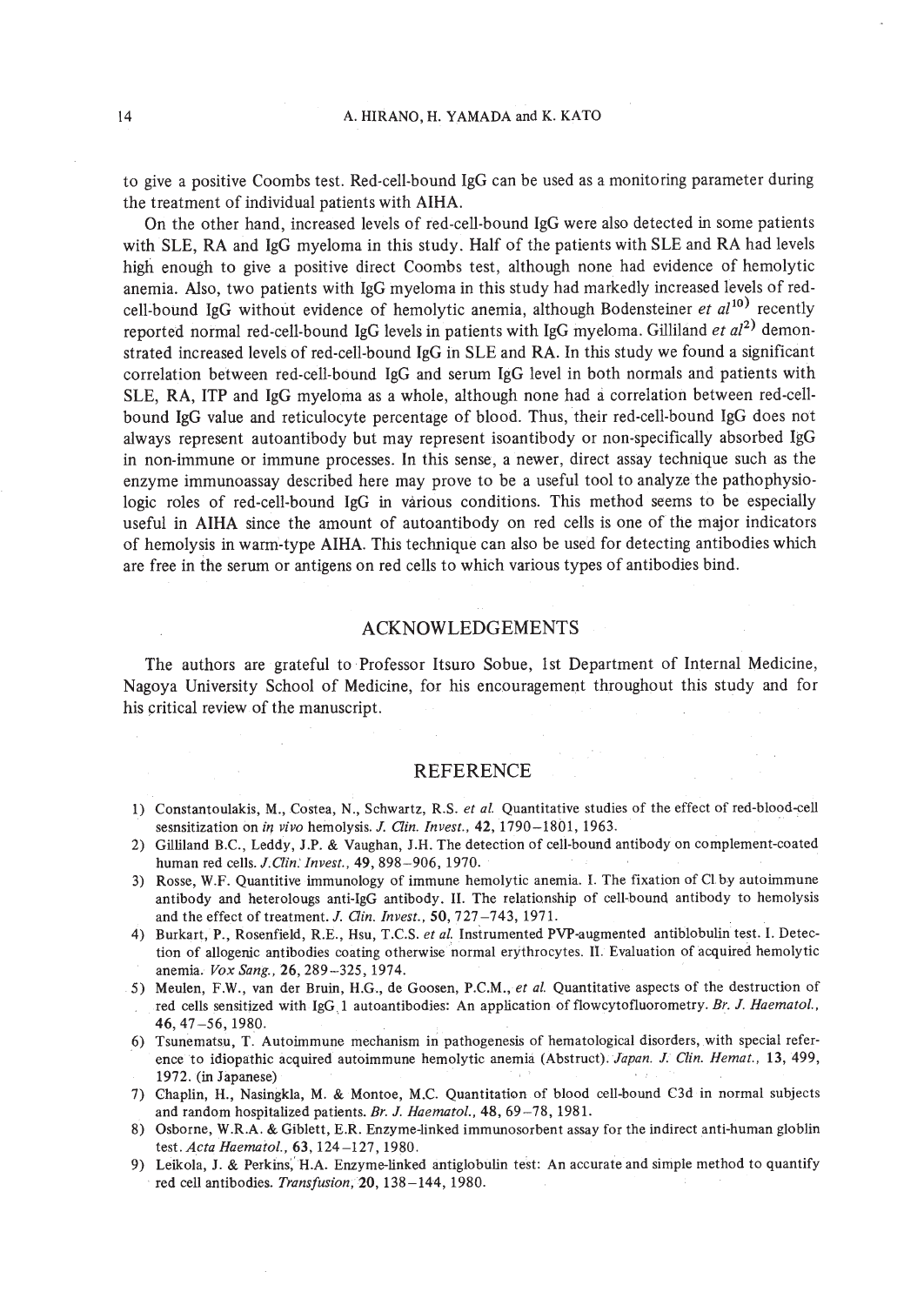to give a positive Coombs test. Red-cell-bound IgG can be used as a monitoring parameter during the treatment of individual patients with AIHA.

On the other hand, increased levels of red-cell-bound IgG were also detected in some patients with SLE, RA and IgG myeloma in this study. Half of the patients with SLE and RA had levels high enough to give a positive direct Coombs test, although none had evidence of hemolytic anemia. Also, two patients with IgG myeloma in this study had markedly increased levels of red-cell-bound IgG without evidence of hemolytic anemia, although Bodensteiner *et al*[10] recently reported normal red-cell-bound IgG levels in patients with IgG myeloma. Gilliland *et al*[2] demonstrated increased levels of red-cell-bound IgG in SLE and RA. In this study we found a significant correlation between red-cell-bound IgG and serum IgG level in both normals and patients with SLE, RA, ITP and IgG myeloma as a whole, although none had a correlation between red-cell-bound IgG value and reticulocyte percentage of blood. Thus, their red-cell-bound IgG does not always represent autoantibody but may represent isoantibody or non-specifically absorbed IgG in non-immune or immune processes. In this sense, a newer, direct assay technique such as the enzyme immunoassay described here may prove to be a useful tool to analyze the pathophysiologic roles of red-cell-bound IgG in various conditions. This method seems to be especially useful in AIHA since the amount of autoantibody on red cells is one of the major indicators of hemolysis in warm-type AIHA. This technique can also be used for detecting antibodies which are free in the serum or antigens on red cells to which various types of antibodies bind.

## ACKNOWLEDGEMENTS

The authors are grateful to Professor Itsuro Sobue, 1st Department of Internal Medicine, Nagoya University School of Medicine, for his encouragement throughout this study and for his critical review of the manuscript.

## REFERENCE

1) Constantoulakis, M., Costea, N., Schwartz, R.S. *et al.* Quantitative studies of the effect of red-blood-cell sesnsitization on *in vivo* hemolysis. *J. Clin. Invest.*, **42**, 1790–1801, 1963.
2) Gilliland B.C., Leddy, J.P. & Vaughan, J.H. The detection of cell-bound antibody on complement-coated human red cells. *J. Clin. Invest.*, **49**, 898–906, 1970.
3) Rosse, W.F. Quantitive immunology of immune hemolytic anemia. I. The fixation of C1 by autoimmune antibody and heterolougs anti-IgG antibody. II. The relationship of cell-bound antibody to hemolysis and the effect of treatment. *J. Clin. Invest.*, **50**, 727–743, 1971.
4) Burkart, P., Rosenfield, R.E., Hsu, T.C.S. *et al.* Instrumented PVP-augmented antiblobulin test. I. Detection of allogenic antibodies coating otherwise normal erythrocytes. II. Evaluation of acquired hemolytic anemia. *Vox Sang.*, **26**, 289–325, 1974.
5) Meulen, F.W., van der Bruin, H.G., de Goosen, P.C.M., *et al.* Quantitative aspects of the destruction of red cells sensitized with IgG 1 autoantibodies: An application of flowcytofluorometry. *Br. J. Haematol.*, **46**, 47–56, 1980.
6) Tsunematsu, T. Autoimmune mechanism in pathogenesis of hematological disorders, with special reference to idiopathic acquired autoimmune hemolytic anemia (Abstruct). *Japan. J. Clin. Hemat.*, **13**, 499, 1972. (in Japanese)
7) Chaplin, H., Nasingkla, M. & Montoe, M.C. Quantitation of blood cell-bound C3d in normal subjects and random hospitalized patients. *Br. J. Haematol.*, **48**, 69–78, 1981.
8) Osborne, W.R.A. & Giblett, E.R. Enzyme-linked immunosorbent assay for the indirect anti-human globlin test. *Acta Haematol.*, **63**, 124–127, 1980.
9) Leikola, J. & Perkins, H.A. Enzyme-linked antiglobulin test: An accurate and simple method to quantify red cell antibodies. *Transfusion*, **20**, 138–144, 1980.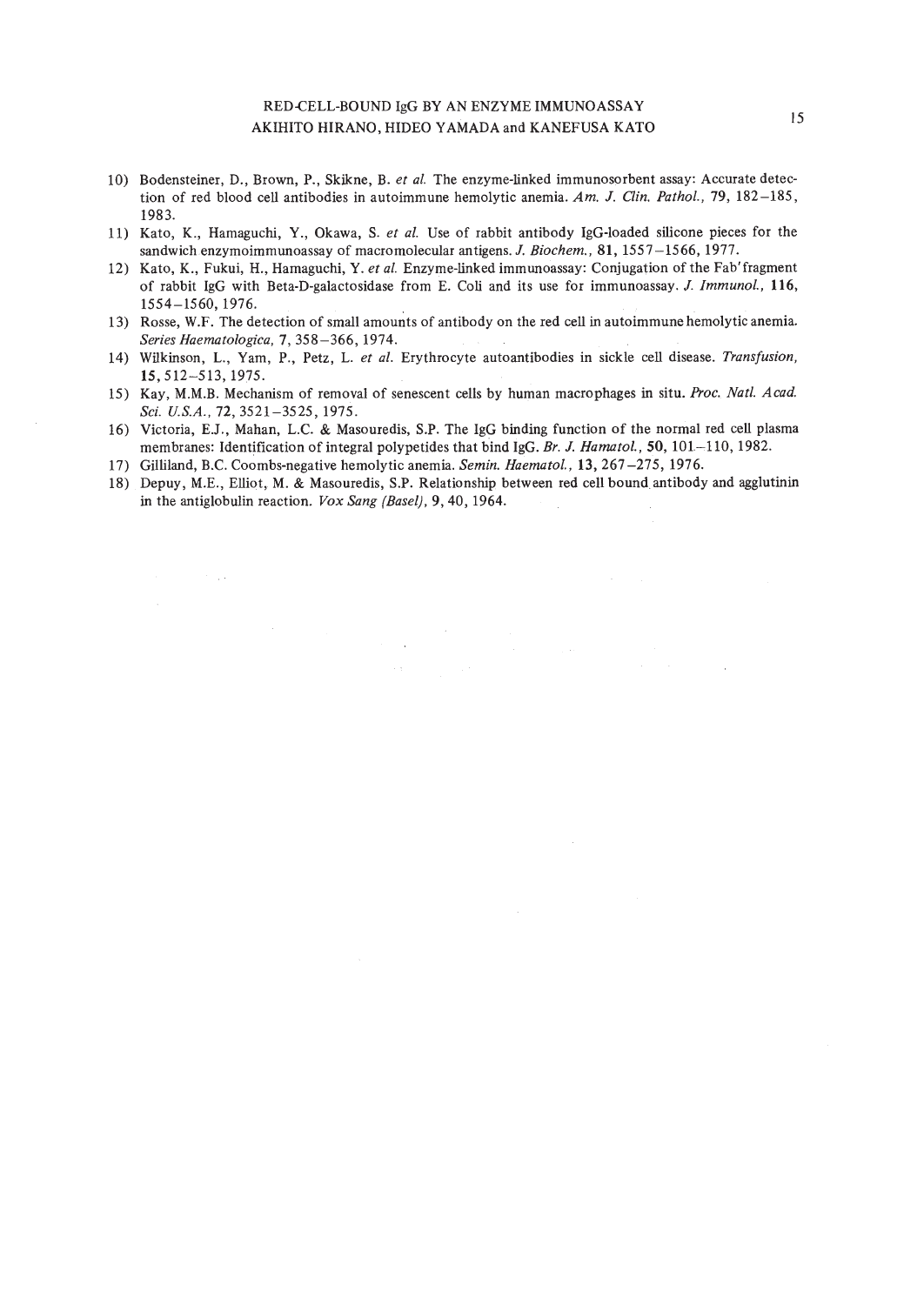10) Bodensteiner, D., Brown, P., Skikne, B. *et al.* The enzyme-linked immunosorbent assay: Accurate detection of red blood cell antibodies in autoimmune hemolytic anemia. *Am. J. Clin. Pathol.*, **79**, 182–185, 1983.
11) Kato, K., Hamaguchi, Y., Okawa, S. *et al.* Use of rabbit antibody IgG-loaded silicone pieces for the sandwich enzymoimmunoassay of macromolecular antigens. *J. Biochem.*, **81**, 1557–1566, 1977.
12) Kato, K., Fukui, H., Hamaguchi, Y. *et al.* Enzyme-linked immunoassay: Conjugation of the Fab' fragment of rabbit IgG with Beta-D-galactosidase from E. Coli and its use for immunoassay. *J. Immunol.*, **116**, 1554–1560, 1976.
13) Rosse, W.F. The detection of small amounts of antibody on the red cell in autoimmune hemolytic anemia. *Series Haematologica*, **7**, 358–366, 1974.
14) Wilkinson, L., Yam, P., Petz, L. *et al.* Erythrocyte autoantibodies in sickle cell disease. *Transfusion*, **15**, 512–513, 1975.
15) Kay, M.M.B. Mechanism of removal of senescent cells by human macrophages in situ. *Proc. Natl. Acad. Sci. U.S.A.*, **72**, 3521–3525, 1975.
16) Victoria, E.J., Mahan, L.C. & Masouredis, S.P. The IgG binding function of the normal red cell plasma membranes: Identification of integral polypeptides that bind IgG. *Br. J. Hamatol.*, **50**, 101–110, 1982.
17) Gilliland, B.C. Coombs-negative hemolytic anemia. *Semin. Haematol.*, **13**, 267–275, 1976.
18) Depuy, M.E., Elliot, M. & Masouredis, S.P. Relationship between red cell bound antibody and agglutinin in the antiglobulin reaction. *Vox Sang (Basel)*, **9**, 40, 1964.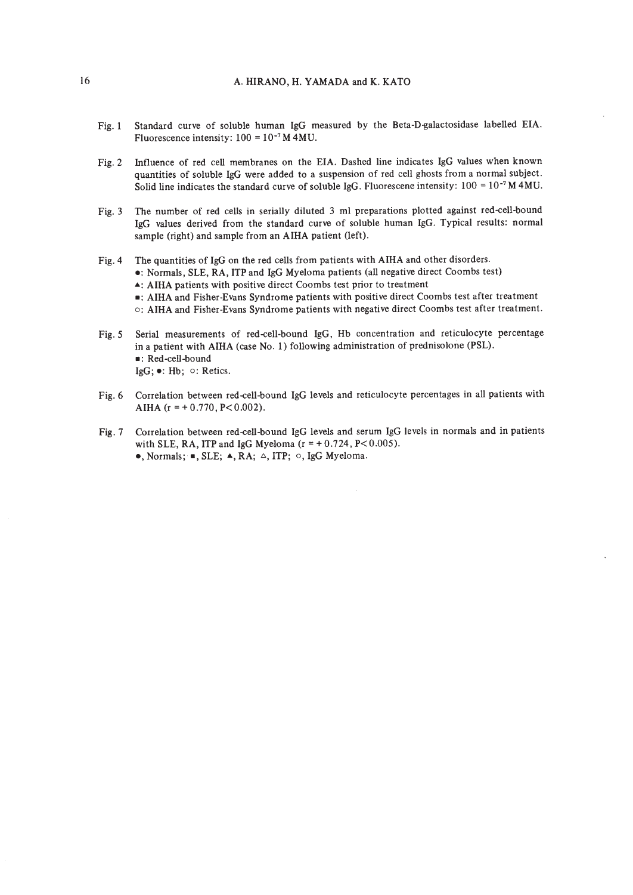Fig. 1 Standard curve of soluble human IgG measured by the Beta-D-galactosidase labelled EIA. Fluorescence intensity: $100 = 10^{-7}$ M 4MU.

Fig. 2 Influence of red cell membranes on the EIA. Dashed line indicates IgG values when known quantities of soluble IgG were added to a suspension of red cell ghosts from a normal subject. Solid line indicates the standard curve of soluble IgG. Fluorescene intensity: $100 = 10^{-7}$ M 4MU.

Fig. 3 The number of red cells in serially diluted 3 ml preparations plotted against red-cell-bound IgG values derived from the standard curve of soluble human IgG. Typical results: normal sample (right) and sample from an AIHA patient (left).

Fig. 4 The quantities of IgG on the red cells from patients with AIHA and other disorders.
●: Normals, SLE, RA, ITP and IgG Myeloma patients (all negative direct Coombs test)
▲: AIHA patients with positive direct Coombs test prior to treatment
■: AIHA and Fisher-Evans Syndrome patients with positive direct Coombs test after treatment
○: AIHA and Fisher-Evans Syndrome patients with negative direct Coombs test after treatment.

Fig. 5 Serial measurements of red-cell-bound IgG, Hb concentration and reticulocyte percentage in a patient with AIHA (case No. 1) following administration of prednisolone (PSL).
■: Red-cell-bound
IgG; ●: Hb; ○: Retics.

Fig. 6 Correlation between red-cell-bound IgG levels and reticulocyte percentages in all patients with AIHA ($r = +0.770$, $P < 0.002$).

Fig. 7 Correlation between red-cell-bound IgG levels and serum IgG levels in normals and in patients with SLE, RA, ITP and IgG Myeloma ($r = +0.724$, $P < 0.005$).
●, Normals; ■, SLE; ▲, RA; △, ITP; ○, IgG Myeloma.